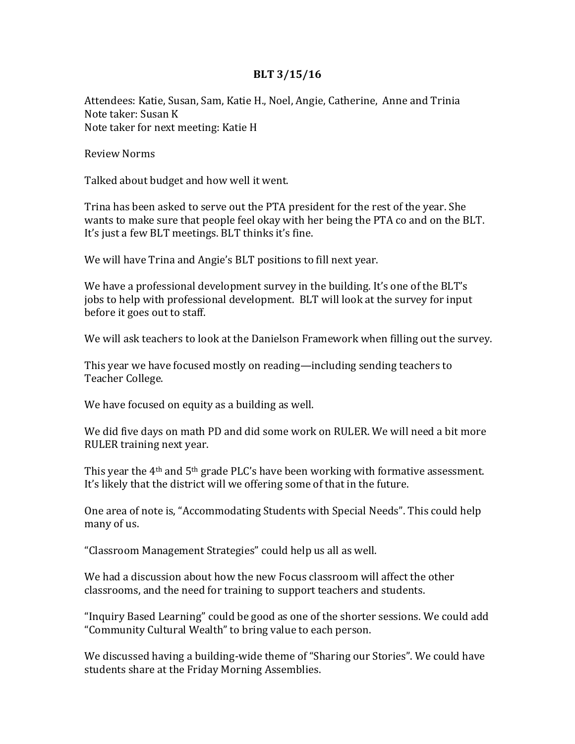# BLT 3/15/16

Attendees: Katie, Susan, Sam, Katie H., Noel, Angie, Catherine, Anne and Trinia
Note taker: Susan K
Note taker for next meeting: Katie H

Review Norms

Talked about budget and how well it went.

Trina has been asked to serve out the PTA president for the rest of the year. She wants to make sure that people feel okay with her being the PTA co and on the BLT. It's just a few BLT meetings. BLT thinks it's fine.

We will have Trina and Angie's BLT positions to fill next year.

We have a professional development survey in the building. It's one of the BLT's jobs to help with professional development. BLT will look at the survey for input before it goes out to staff.

We will ask teachers to look at the Danielson Framework when filling out the survey.

This year we have focused mostly on reading—including sending teachers to Teacher College.

We have focused on equity as a building as well.

We did five days on math PD and did some work on RULER. We will need a bit more RULER training next year.

This year the 4th and 5th grade PLC's have been working with formative assessment. It's likely that the district will we offering some of that in the future.

One area of note is, "Accommodating Students with Special Needs". This could help many of us.

"Classroom Management Strategies" could help us all as well.

We had a discussion about how the new Focus classroom will affect the other classrooms, and the need for training to support teachers and students.

"Inquiry Based Learning" could be good as one of the shorter sessions. We could add "Community Cultural Wealth" to bring value to each person.

We discussed having a building-wide theme of "Sharing our Stories". We could have students share at the Friday Morning Assemblies.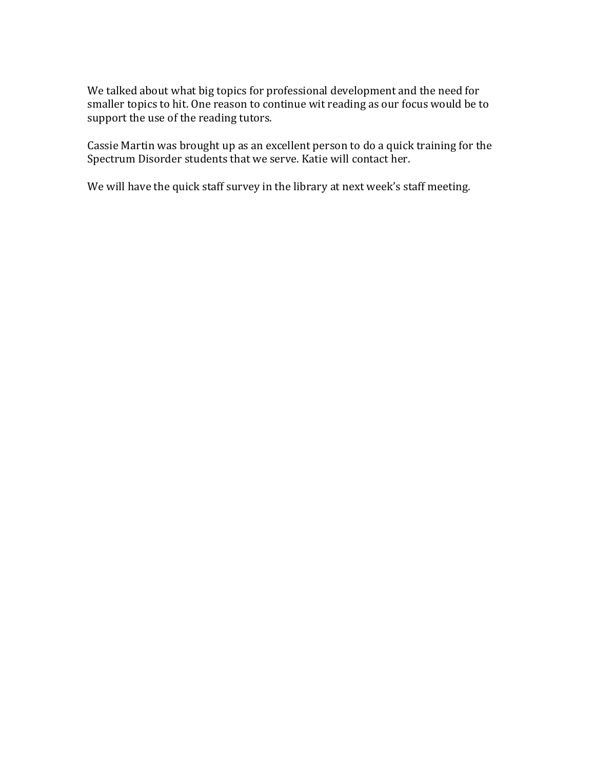We talked about what big topics for professional development and the need for smaller topics to hit. One reason to continue wit reading as our focus would be to support the use of the reading tutors.

Cassie Martin was brought up as an excellent person to do a quick training for the Spectrum Disorder students that we serve. Katie will contact her.

We will have the quick staff survey in the library at next week's staff meeting.